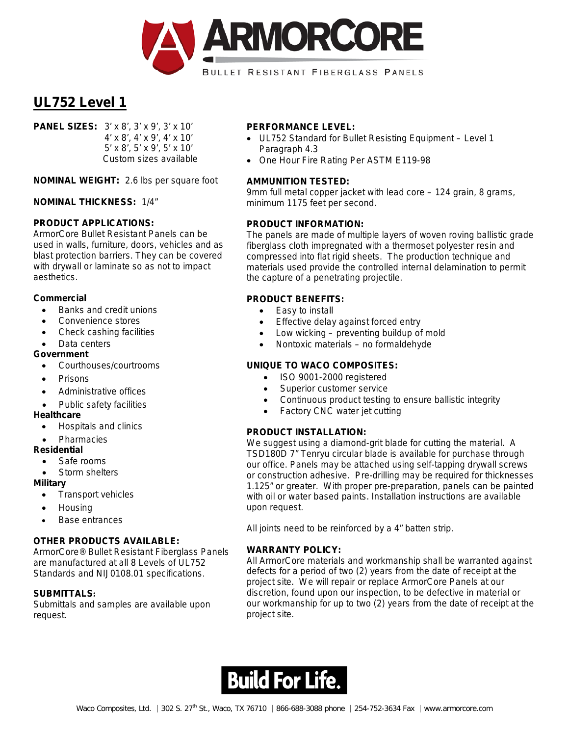# ARMORCORE

BULLET RESISTANT FIBERGLASS PANELS

## UL752 Level 1

**PANEL SIZES:** 3' x 8', 3' x 9', 3' x 10'
4' x 8', 4' x 9', 4' x 10'
5' x 8', 5' x 9', 5' x 10'
Custom sizes available

**NOMINAL WEIGHT:** 2.6 lbs per square foot

**NOMINAL THICKNESS:** 1/4"

**PRODUCT APPLICATIONS:**
ArmorCore Bullet Resistant Panels can be used in walls, furniture, doors, vehicles and as blast protection barriers. They can be covered with drywall or laminate so as not to impact aesthetics.

**Commercial**

- Banks and credit unions
- Convenience stores
- Check cashing facilities
- Data centers

**Government**

- Courthouses/courtrooms
- Prisons
- Administrative offices
- Public safety facilities

**Healthcare**

- Hospitals and clinics
- Pharmacies

**Residential**

- Safe rooms
- Storm shelters

**Military**

- Transport vehicles
- Housing
- Base entrances

**OTHER PRODUCTS AVAILABLE:**
ArmorCore® Bullet Resistant Fiberglass Panels are manufactured at all 8 Levels of UL752 Standards and NIJ 0108.01 specifications.

**SUBMITTALS:**
Submittals and samples are available upon request.

**PERFORMANCE LEVEL:**

- UL752 Standard for Bullet Resisting Equipment – Level 1 Paragraph 4.3
- One Hour Fire Rating Per ASTM E119-98

**AMMUNITION TESTED:**
9mm full metal copper jacket with lead core – 124 grain, 8 grams, minimum 1175 feet per second.

**PRODUCT INFORMATION:**
The panels are made of multiple layers of woven roving ballistic grade fiberglass cloth impregnated with a thermoset polyester resin and compressed into flat rigid sheets. The production technique and materials used provide the controlled internal delamination to permit the capture of a penetrating projectile.

**PRODUCT BENEFITS:**

- Easy to install
- Effective delay against forced entry
- Low wicking – preventing buildup of mold
- Nontoxic materials – no formaldehyde

**UNIQUE TO WACO COMPOSITES:**

- ISO 9001-2000 registered
- Superior customer service
- Continuous product testing to ensure ballistic integrity
- Factory CNC water jet cutting

**PRODUCT INSTALLATION:**
We suggest using a diamond-grit blade for cutting the material. A TSD180D 7" Tenryu circular blade is available for purchase through our office. Panels may be attached using self-tapping drywall screws or construction adhesive. Pre-drilling may be required for thicknesses 1.125" or greater. With proper pre-preparation, panels can be painted with oil or water based paints. Installation instructions are available upon request.

All joints need to be reinforced by a 4" batten strip.

**WARRANTY POLICY:**
All ArmorCore materials and workmanship shall be warranted against defects for a period of two (2) years from the date of receipt at the project site. We will repair or replace ArmorCore Panels at our discretion, found upon our inspection, to be defective in material or our workmanship for up to two (2) years from the date of receipt at the project site.

**Build For Life.**

Waco Composites, Ltd. | 302 S. 27th St., Waco, TX 76710 | 866-688-3088 phone | 254-752-3634 Fax | www.armorcore.com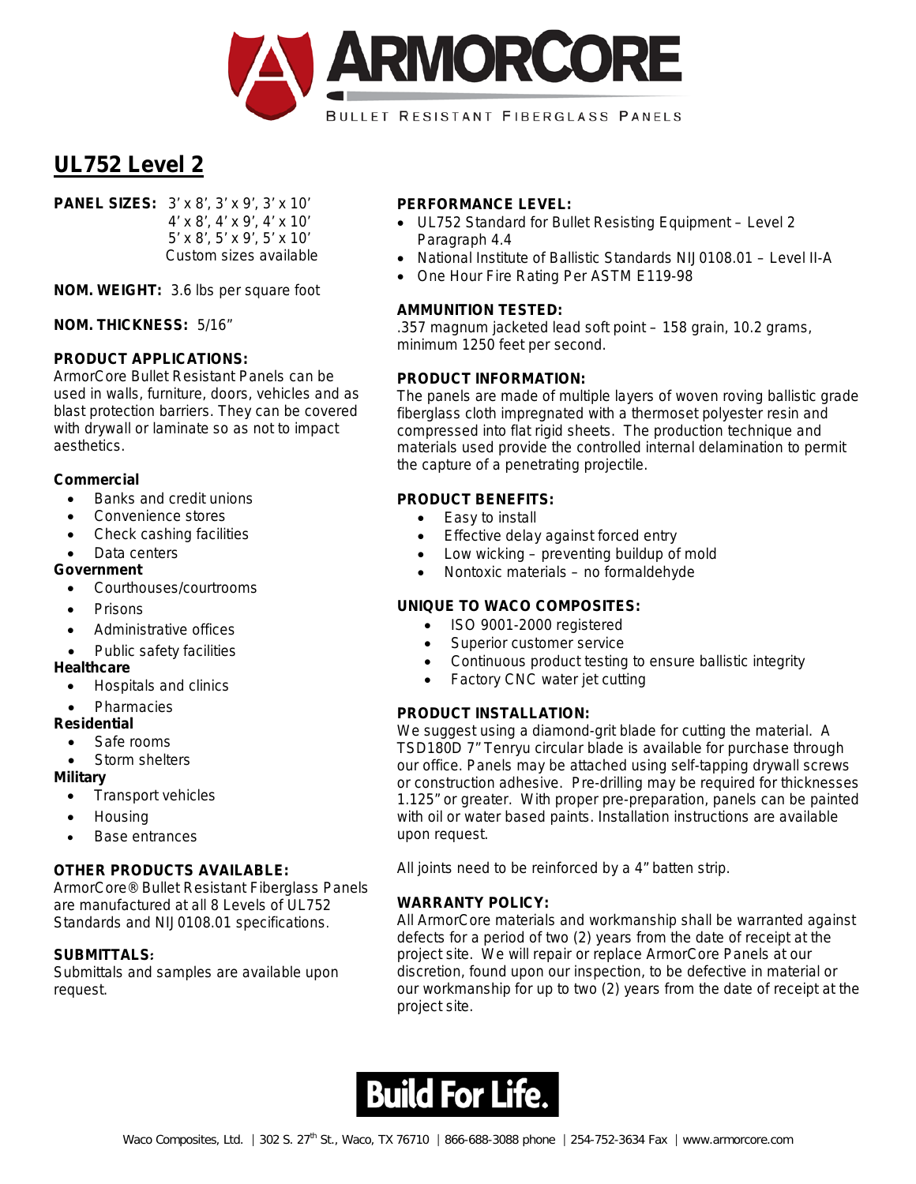# ARMORCORE

BULLET RESISTANT FIBERGLASS PANELS

## UL752 Level 2

**PANEL SIZES:** 3' x 8', 3' x 9', 3' x 10'
4' x 8', 4' x 9', 4' x 10'
5' x 8', 5' x 9', 5' x 10'
Custom sizes available

**NOM. WEIGHT:** 3.6 lbs per square foot

**NOM. THICKNESS:** 5/16"

**PRODUCT APPLICATIONS:**
ArmorCore Bullet Resistant Panels can be used in walls, furniture, doors, vehicles and as blast protection barriers. They can be covered with drywall or laminate so as not to impact aesthetics.

**Commercial**

- Banks and credit unions
- Convenience stores
- Check cashing facilities
- Data centers

**Government**

- Courthouses/courtrooms
- Prisons
- Administrative offices
- Public safety facilities

**Healthcare**

- Hospitals and clinics
- Pharmacies

**Residential**

- Safe rooms
- Storm shelters

**Military**

- Transport vehicles
- Housing
- Base entrances

**OTHER PRODUCTS AVAILABLE:**
ArmorCore® Bullet Resistant Fiberglass Panels are manufactured at all 8 Levels of UL752 Standards and NIJ 0108.01 specifications.

**SUBMITTALS:**
Submittals and samples are available upon request.

**PERFORMANCE LEVEL:**

- UL752 Standard for Bullet Resisting Equipment – Level 2 Paragraph 4.4
- National Institute of Ballistic Standards NIJ 0108.01 – Level II-A
- One Hour Fire Rating Per ASTM E119-98

**AMMUNITION TESTED:**
.357 magnum jacketed lead soft point – 158 grain, 10.2 grams, minimum 1250 feet per second.

**PRODUCT INFORMATION:**
The panels are made of multiple layers of woven roving ballistic grade fiberglass cloth impregnated with a thermoset polyester resin and compressed into flat rigid sheets. The production technique and materials used provide the controlled internal delamination to permit the capture of a penetrating projectile.

**PRODUCT BENEFITS:**

- Easy to install
- Effective delay against forced entry
- Low wicking – preventing buildup of mold
- Nontoxic materials – no formaldehyde

**UNIQUE TO WACO COMPOSITES:**

- ISO 9001-2000 registered
- Superior customer service
- Continuous product testing to ensure ballistic integrity
- Factory CNC water jet cutting

**PRODUCT INSTALLATION:**
We suggest using a diamond-grit blade for cutting the material. A TSD180D 7" Tenryu circular blade is available for purchase through our office. Panels may be attached using self-tapping drywall screws or construction adhesive. Pre-drilling may be required for thicknesses 1.125" or greater. With proper pre-preparation, panels can be painted with oil or water based paints. Installation instructions are available upon request.

All joints need to be reinforced by a 4" batten strip.

**WARRANTY POLICY:**
All ArmorCore materials and workmanship shall be warranted against defects for a period of two (2) years from the date of receipt at the project site. We will repair or replace ArmorCore Panels at our discretion, found upon our inspection, to be defective in material or our workmanship for up to two (2) years from the date of receipt at the project site.

**Build For Life.**

Waco Composites, Ltd. | 302 S. 27th St., Waco, TX 76710 | 866-688-3088 phone | 254-752-3634 Fax | www.armorcore.com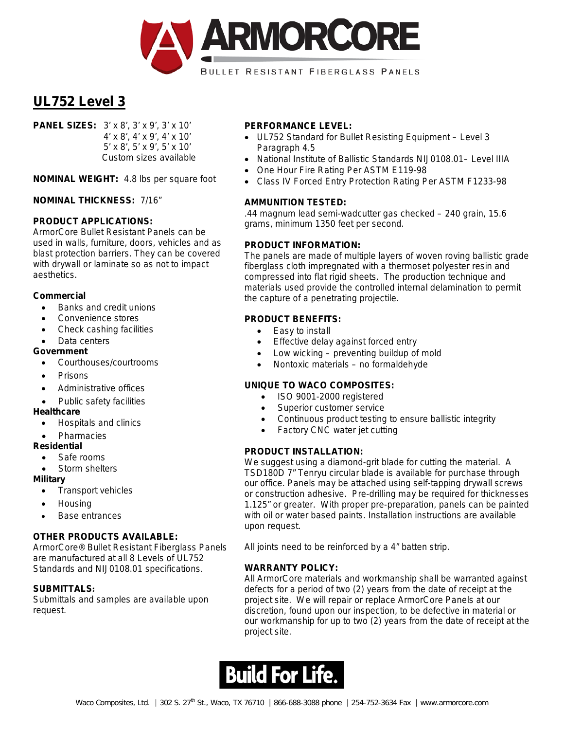# ARMORCORE

BULLET RESISTANT FIBERGLASS PANELS

## UL752 Level 3

**PANEL SIZES:** 3' x 8', 3' x 9', 3' x 10'
4' x 8', 4' x 9', 4' x 10'
5' x 8', 5' x 9', 5' x 10'
Custom sizes available

**NOMINAL WEIGHT:** 4.8 lbs per square foot

**NOMINAL THICKNESS:** 7/16"

**PRODUCT APPLICATIONS:**
ArmorCore Bullet Resistant Panels can be used in walls, furniture, doors, vehicles and as blast protection barriers. They can be covered with drywall or laminate so as not to impact aesthetics.

**Commercial**

- Banks and credit unions
- Convenience stores
- Check cashing facilities
- Data centers

**Government**

- Courthouses/courtrooms
- Prisons
- Administrative offices
- Public safety facilities

**Healthcare**

- Hospitals and clinics
- Pharmacies

**Residential**

- Safe rooms
- Storm shelters

**Military**

- Transport vehicles
- Housing
- Base entrances

**OTHER PRODUCTS AVAILABLE:**
ArmorCore® Bullet Resistant Fiberglass Panels are manufactured at all 8 Levels of UL752 Standards and NIJ 0108.01 specifications.

**SUBMITTALS:**
Submittals and samples are available upon request.

**PERFORMANCE LEVEL:**

- UL752 Standard for Bullet Resisting Equipment – Level 3 Paragraph 4.5
- National Institute of Ballistic Standards NIJ 0108.01– Level IIIA
- One Hour Fire Rating Per ASTM E119-98
- Class IV Forced Entry Protection Rating Per ASTM F1233-98

**AMMUNITION TESTED:**
.44 magnum lead semi-wadcutter gas checked – 240 grain, 15.6 grams, minimum 1350 feet per second.

**PRODUCT INFORMATION:**
The panels are made of multiple layers of woven roving ballistic grade fiberglass cloth impregnated with a thermoset polyester resin and compressed into flat rigid sheets. The production technique and materials used provide the controlled internal delamination to permit the capture of a penetrating projectile.

**PRODUCT BENEFITS:**

- Easy to install
- Effective delay against forced entry
- Low wicking – preventing buildup of mold
- Nontoxic materials – no formaldehyde

**UNIQUE TO WACO COMPOSITES:**

- ISO 9001-2000 registered
- Superior customer service
- Continuous product testing to ensure ballistic integrity
- Factory CNC water jet cutting

**PRODUCT INSTALLATION:**
We suggest using a diamond-grit blade for cutting the material. A TSD180D 7" Tenryu circular blade is available for purchase through our office. Panels may be attached using self-tapping drywall screws or construction adhesive. Pre-drilling may be required for thicknesses 1.125" or greater. With proper pre-preparation, panels can be painted with oil or water based paints. Installation instructions are available upon request.

All joints need to be reinforced by a 4" batten strip.

**WARRANTY POLICY:**
All ArmorCore materials and workmanship shall be warranted against defects for a period of two (2) years from the date of receipt at the project site. We will repair or replace ArmorCore Panels at our discretion, found upon our inspection, to be defective in material or our workmanship for up to two (2) years from the date of receipt at the project site.

**Build For Life.**

Waco Composites, Ltd. | 302 S. 27th St., Waco, TX 76710 | 866-688-3088 phone | 254-752-3634 Fax | www.armorcore.com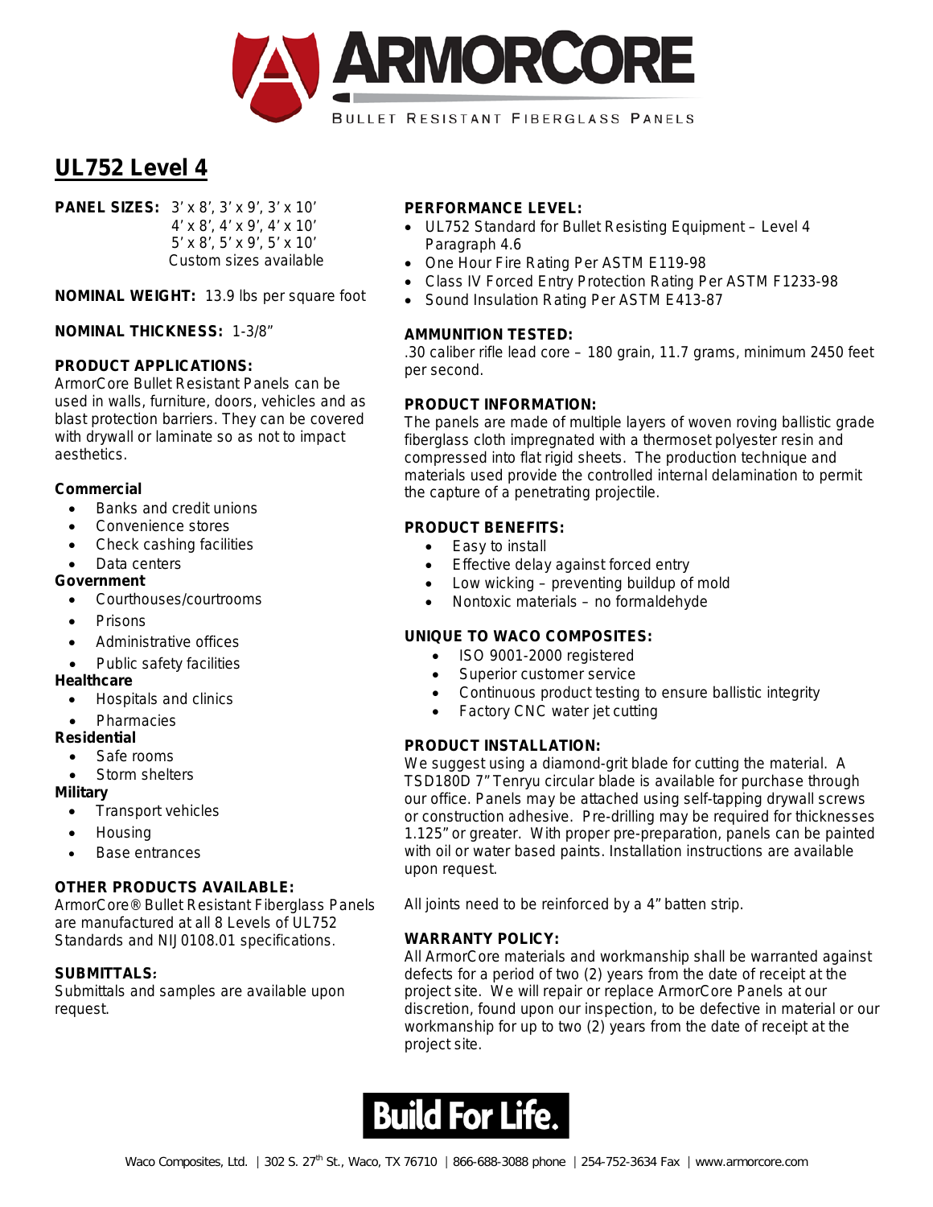# ARMORCORE

BULLET RESISTANT FIBERGLASS PANELS

## UL752 Level 4

**PANEL SIZES:** 3' x 8', 3' x 9', 3' x 10'
4' x 8', 4' x 9', 4' x 10'
5' x 8', 5' x 9', 5' x 10'
Custom sizes available

**NOMINAL WEIGHT:** 13.9 lbs per square foot

**NOMINAL THICKNESS:** 1-3/8"

**PRODUCT APPLICATIONS:**
ArmorCore Bullet Resistant Panels can be used in walls, furniture, doors, vehicles and as blast protection barriers. They can be covered with drywall or laminate so as not to impact aesthetics.

**Commercial**

- Banks and credit unions
- Convenience stores
- Check cashing facilities
- Data centers

**Government**

- Courthouses/courtrooms
- Prisons
- Administrative offices
- Public safety facilities

**Healthcare**

- Hospitals and clinics
- Pharmacies

**Residential**

- Safe rooms
- Storm shelters

**Military**

- Transport vehicles
- Housing
- Base entrances

**OTHER PRODUCTS AVAILABLE:**
ArmorCore® Bullet Resistant Fiberglass Panels are manufactured at all 8 Levels of UL752 Standards and NIJ 0108.01 specifications.

**SUBMITTALS:**
Submittals and samples are available upon request.

**PERFORMANCE LEVEL:**

- UL752 Standard for Bullet Resisting Equipment – Level 4 Paragraph 4.6
- One Hour Fire Rating Per ASTM E119-98
- Class IV Forced Entry Protection Rating Per ASTM F1233-98
- Sound Insulation Rating Per ASTM E413-87

**AMMUNITION TESTED:**
.30 caliber rifle lead core – 180 grain, 11.7 grams, minimum 2450 feet per second.

**PRODUCT INFORMATION:**
The panels are made of multiple layers of woven roving ballistic grade fiberglass cloth impregnated with a thermoset polyester resin and compressed into flat rigid sheets. The production technique and materials used provide the controlled internal delamination to permit the capture of a penetrating projectile.

**PRODUCT BENEFITS:**

- Easy to install
- Effective delay against forced entry
- Low wicking – preventing buildup of mold
- Nontoxic materials – no formaldehyde

**UNIQUE TO WACO COMPOSITES:**

- ISO 9001-2000 registered
- Superior customer service
- Continuous product testing to ensure ballistic integrity
- Factory CNC water jet cutting

**PRODUCT INSTALLATION:**
We suggest using a diamond-grit blade for cutting the material. A TSD180D 7" Tenryu circular blade is available for purchase through our office. Panels may be attached using self-tapping drywall screws or construction adhesive. Pre-drilling may be required for thicknesses 1.125" or greater. With proper pre-preparation, panels can be painted with oil or water based paints. Installation instructions are available upon request.

All joints need to be reinforced by a 4" batten strip.

**WARRANTY POLICY:**
All ArmorCore materials and workmanship shall be warranted against defects for a period of two (2) years from the date of receipt at the project site. We will repair or replace ArmorCore Panels at our discretion, found upon our inspection, to be defective in material or our workmanship for up to two (2) years from the date of receipt at the project site.

**Build For Life.**

Waco Composites, Ltd. | 302 S. 27th St., Waco, TX 76710 | 866-688-3088 phone | 254-752-3634 Fax | www.armorcore.com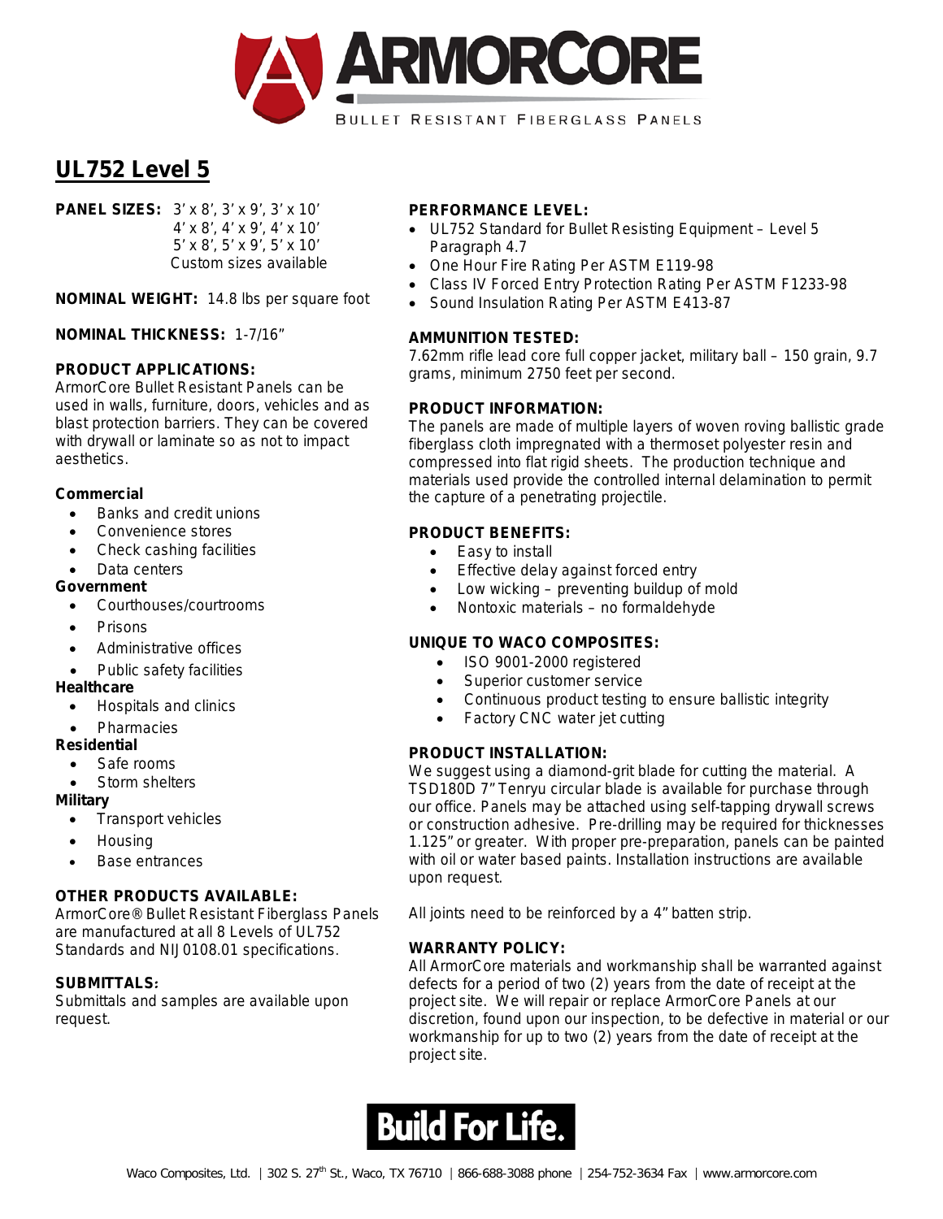ARMORCORE

BULLET RESISTANT FIBERGLASS PANELS

# UL752 Level 5

**PANEL SIZES:** 3' x 8', 3' x 9', 3' x 10'
4' x 8', 4' x 9', 4' x 10'
5' x 8', 5' x 9', 5' x 10'
Custom sizes available

**NOMINAL WEIGHT:** 14.8 lbs per square foot

**NOMINAL THICKNESS:** 1-7/16"

**PRODUCT APPLICATIONS:**
ArmorCore Bullet Resistant Panels can be used in walls, furniture, doors, vehicles and as blast protection barriers. They can be covered with drywall or laminate so as not to impact aesthetics.

**Commercial**

- Banks and credit unions
- Convenience stores
- Check cashing facilities
- Data centers

**Government**

- Courthouses/courtrooms
- Prisons
- Administrative offices
- Public safety facilities

**Healthcare**

- Hospitals and clinics
- Pharmacies

**Residential**

- Safe rooms
- Storm shelters

**Military**

- Transport vehicles
- Housing
- Base entrances

**OTHER PRODUCTS AVAILABLE:**
ArmorCore® Bullet Resistant Fiberglass Panels are manufactured at all 8 Levels of UL752 Standards and NIJ 0108.01 specifications.

**SUBMITTALS:**
Submittals and samples are available upon request.

**PERFORMANCE LEVEL:**

- UL752 Standard for Bullet Resisting Equipment – Level 5 Paragraph 4.7
- One Hour Fire Rating Per ASTM E119-98
- Class IV Forced Entry Protection Rating Per ASTM F1233-98
- Sound Insulation Rating Per ASTM E413-87

**AMMUNITION TESTED:**
7.62mm rifle lead core full copper jacket, military ball – 150 grain, 9.7 grams, minimum 2750 feet per second.

**PRODUCT INFORMATION:**
The panels are made of multiple layers of woven roving ballistic grade fiberglass cloth impregnated with a thermoset polyester resin and compressed into flat rigid sheets. The production technique and materials used provide the controlled internal delamination to permit the capture of a penetrating projectile.

**PRODUCT BENEFITS:**

- Easy to install
- Effective delay against forced entry
- Low wicking – preventing buildup of mold
- Nontoxic materials – no formaldehyde

**UNIQUE TO WACO COMPOSITES:**

- ISO 9001-2000 registered
- Superior customer service
- Continuous product testing to ensure ballistic integrity
- Factory CNC water jet cutting

**PRODUCT INSTALLATION:**
We suggest using a diamond-grit blade for cutting the material. A TSD180D 7" Tenryu circular blade is available for purchase through our office. Panels may be attached using self-tapping drywall screws or construction adhesive. Pre-drilling may be required for thicknesses 1.125" or greater. With proper pre-preparation, panels can be painted with oil or water based paints. Installation instructions are available upon request.

All joints need to be reinforced by a 4" batten strip.

**WARRANTY POLICY:**
All ArmorCore materials and workmanship shall be warranted against defects for a period of two (2) years from the date of receipt at the project site. We will repair or replace ArmorCore Panels at our discretion, found upon our inspection, to be defective in material or our workmanship for up to two (2) years from the date of receipt at the project site.

**Build For Life.**

Waco Composites, Ltd. | 302 S. 27th St., Waco, TX 76710 | 866-688-3088 phone | 254-752-3634 Fax | www.armorcore.com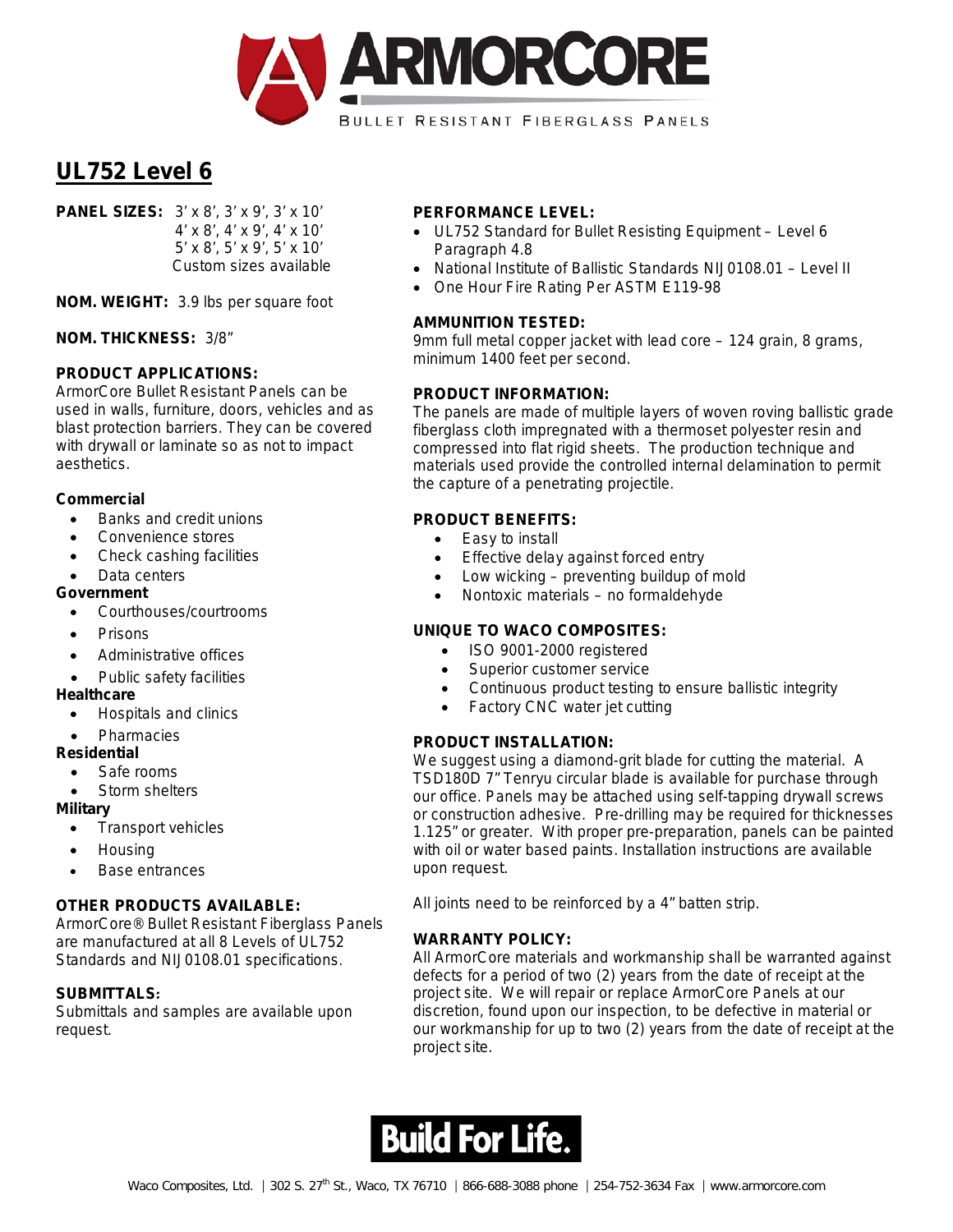ARMORCORE

BULLET RESISTANT FIBERGLASS PANELS

# UL752 Level 6

**PANEL SIZES:** 3' x 8', 3' x 9', 3' x 10'
4' x 8', 4' x 9', 4' x 10'
5' x 8', 5' x 9', 5' x 10'
Custom sizes available

**NOM. WEIGHT:** 3.9 lbs per square foot

**NOM. THICKNESS:** 3/8"

**PRODUCT APPLICATIONS:**
ArmorCore Bullet Resistant Panels can be used in walls, furniture, doors, vehicles and as blast protection barriers. They can be covered with drywall or laminate so as not to impact aesthetics.

**Commercial**
- Banks and credit unions
- Convenience stores
- Check cashing facilities
- Data centers

**Government**
- Courthouses/courtrooms
- Prisons
- Administrative offices
- Public safety facilities

**Healthcare**
- Hospitals and clinics
- Pharmacies

**Residential**
- Safe rooms
- Storm shelters

**Military**
- Transport vehicles
- Housing
- Base entrances

**OTHER PRODUCTS AVAILABLE:**
ArmorCore® Bullet Resistant Fiberglass Panels are manufactured at all 8 Levels of UL752 Standards and NIJ 0108.01 specifications.

**SUBMITTALS:**
Submittals and samples are available upon request.

**PERFORMANCE LEVEL:**
- UL752 Standard for Bullet Resisting Equipment – Level 6 Paragraph 4.8
- National Institute of Ballistic Standards NIJ 0108.01 – Level II
- One Hour Fire Rating Per ASTM E119-98

**AMMUNITION TESTED:**
9mm full metal copper jacket with lead core – 124 grain, 8 grams, minimum 1400 feet per second.

**PRODUCT INFORMATION:**
The panels are made of multiple layers of woven roving ballistic grade fiberglass cloth impregnated with a thermoset polyester resin and compressed into flat rigid sheets. The production technique and materials used provide the controlled internal delamination to permit the capture of a penetrating projectile.

**PRODUCT BENEFITS:**
- Easy to install
- Effective delay against forced entry
- Low wicking – preventing buildup of mold
- Nontoxic materials – no formaldehyde

**UNIQUE TO WACO COMPOSITES:**
- ISO 9001-2000 registered
- Superior customer service
- Continuous product testing to ensure ballistic integrity
- Factory CNC water jet cutting

**PRODUCT INSTALLATION:**
We suggest using a diamond-grit blade for cutting the material. A TSD180D 7" Tenryu circular blade is available for purchase through our office. Panels may be attached using self-tapping drywall screws or construction adhesive. Pre-drilling may be required for thicknesses 1.125" or greater. With proper pre-preparation, panels can be painted with oil or water based paints. Installation instructions are available upon request.

All joints need to be reinforced by a 4" batten strip.

**WARRANTY POLICY:**
All ArmorCore materials and workmanship shall be warranted against defects for a period of two (2) years from the date of receipt at the project site. We will repair or replace ArmorCore Panels at our discretion, found upon our inspection, to be defective in material or our workmanship for up to two (2) years from the date of receipt at the project site.

**Build For Life.**

Waco Composites, Ltd. | 302 S. 27th St., Waco, TX 76710 | 866-688-3088 phone | 254-752-3634 Fax | www.armorcore.com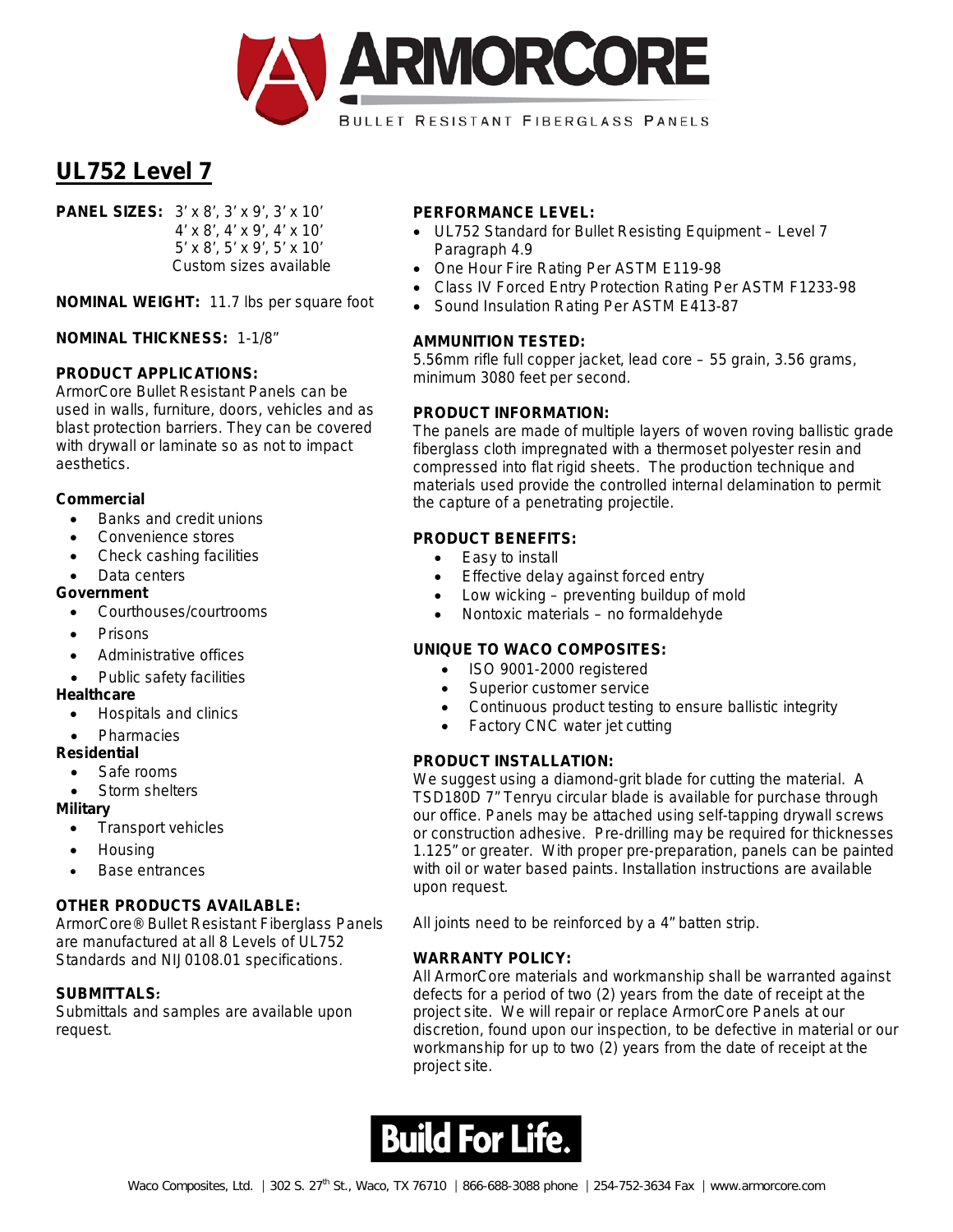# ARMORCORE

BULLET RESISTANT FIBERGLASS PANELS

## UL752 Level 7

**PANEL SIZES:** 3' x 8', 3' x 9', 3' x 10'
4' x 8', 4' x 9', 4' x 10'
5' x 8', 5' x 9', 5' x 10'
Custom sizes available

**NOMINAL WEIGHT:** 11.7 lbs per square foot

**NOMINAL THICKNESS:** 1-1/8"

**PRODUCT APPLICATIONS:**
ArmorCore Bullet Resistant Panels can be used in walls, furniture, doors, vehicles and as blast protection barriers. They can be covered with drywall or laminate so as not to impact aesthetics.

**Commercial**

- Banks and credit unions
- Convenience stores
- Check cashing facilities
- Data centers

**Government**

- Courthouses/courtrooms
- Prisons
- Administrative offices
- Public safety facilities

**Healthcare**

- Hospitals and clinics
- Pharmacies

**Residential**

- Safe rooms
- Storm shelters

**Military**

- Transport vehicles
- Housing
- Base entrances

**OTHER PRODUCTS AVAILABLE:**
ArmorCore® Bullet Resistant Fiberglass Panels are manufactured at all 8 Levels of UL752 Standards and NIJ 0108.01 specifications.

**SUBMITTALS:**
Submittals and samples are available upon request.

**PERFORMANCE LEVEL:**

- UL752 Standard for Bullet Resisting Equipment – Level 7 Paragraph 4.9
- One Hour Fire Rating Per ASTM E119-98
- Class IV Forced Entry Protection Rating Per ASTM F1233-98
- Sound Insulation Rating Per ASTM E413-87

**AMMUNITION TESTED:**
5.56mm rifle full copper jacket, lead core – 55 grain, 3.56 grams, minimum 3080 feet per second.

**PRODUCT INFORMATION:**
The panels are made of multiple layers of woven roving ballistic grade fiberglass cloth impregnated with a thermoset polyester resin and compressed into flat rigid sheets. The production technique and materials used provide the controlled internal delamination to permit the capture of a penetrating projectile.

**PRODUCT BENEFITS:**

- Easy to install
- Effective delay against forced entry
- Low wicking – preventing buildup of mold
- Nontoxic materials – no formaldehyde

**UNIQUE TO WACO COMPOSITES:**

- ISO 9001-2000 registered
- Superior customer service
- Continuous product testing to ensure ballistic integrity
- Factory CNC water jet cutting

**PRODUCT INSTALLATION:**
We suggest using a diamond-grit blade for cutting the material. A TSD180D 7" Tenryu circular blade is available for purchase through our office. Panels may be attached using self-tapping drywall screws or construction adhesive. Pre-drilling may be required for thicknesses 1.125" or greater. With proper pre-preparation, panels can be painted with oil or water based paints. Installation instructions are available upon request.

All joints need to be reinforced by a 4" batten strip.

**WARRANTY POLICY:**
All ArmorCore materials and workmanship shall be warranted against defects for a period of two (2) years from the date of receipt at the project site. We will repair or replace ArmorCore Panels at our discretion, found upon our inspection, to be defective in material or our workmanship for up to two (2) years from the date of receipt at the project site.

**Build For Life.**

Waco Composites, Ltd. | 302 S. 27th St., Waco, TX 76710 | 866-688-3088 phone | 254-752-3634 Fax | www.armorcore.com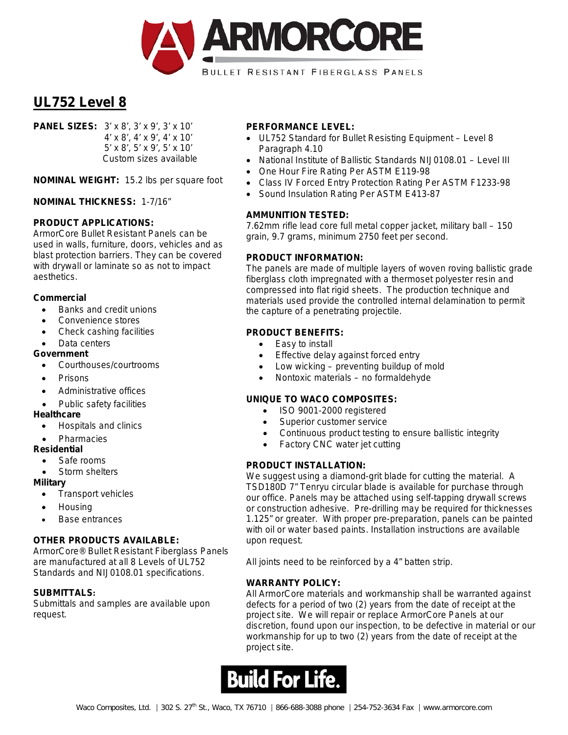ARMORCORE

BULLET RESISTANT FIBERGLASS PANELS

# UL752 Level 8

**PANEL SIZES:** 3' x 8', 3' x 9', 3' x 10'
4' x 8', 4' x 9', 4' x 10'
5' x 8', 5' x 9', 5' x 10'
Custom sizes available

**NOMINAL WEIGHT:** 15.2 lbs per square foot

**NOMINAL THICKNESS:** 1-7/16"

**PRODUCT APPLICATIONS:**
ArmorCore Bullet Resistant Panels can be used in walls, furniture, doors, vehicles and as blast protection barriers. They can be covered with drywall or laminate so as not to impact aesthetics.

**Commercial**
- Banks and credit unions
- Convenience stores
- Check cashing facilities
- Data centers

**Government**
- Courthouses/courtrooms
- Prisons
- Administrative offices
- Public safety facilities

**Healthcare**
- Hospitals and clinics
- Pharmacies

**Residential**
- Safe rooms
- Storm shelters

**Military**
- Transport vehicles
- Housing
- Base entrances

**OTHER PRODUCTS AVAILABLE:**
ArmorCore® Bullet Resistant Fiberglass Panels are manufactured at all 8 Levels of UL752 Standards and NIJ 0108.01 specifications.

**SUBMITTALS:**
Submittals and samples are available upon request.

**PERFORMANCE LEVEL:**
- UL752 Standard for Bullet Resisting Equipment – Level 8 Paragraph 4.10
- National Institute of Ballistic Standards NIJ 0108.01 – Level III
- One Hour Fire Rating Per ASTM E119-98
- Class IV Forced Entry Protection Rating Per ASTM F1233-98
- Sound Insulation Rating Per ASTM E413-87

**AMMUNITION TESTED:**
7.62mm rifle lead core full metal copper jacket, military ball – 150 grain, 9.7 grams, minimum 2750 feet per second.

**PRODUCT INFORMATION:**
The panels are made of multiple layers of woven roving ballistic grade fiberglass cloth impregnated with a thermoset polyester resin and compressed into flat rigid sheets. The production technique and materials used provide the controlled internal delamination to permit the capture of a penetrating projectile.

**PRODUCT BENEFITS:**
- Easy to install
- Effective delay against forced entry
- Low wicking – preventing buildup of mold
- Nontoxic materials – no formaldehyde

**UNIQUE TO WACO COMPOSITES:**
- ISO 9001-2000 registered
- Superior customer service
- Continuous product testing to ensure ballistic integrity
- Factory CNC water jet cutting

**PRODUCT INSTALLATION:**
We suggest using a diamond-grit blade for cutting the material. A TSD180D 7" Tenryu circular blade is available for purchase through our office. Panels may be attached using self-tapping drywall screws or construction adhesive. Pre-drilling may be required for thicknesses 1.125" or greater. With proper pre-preparation, panels can be painted with oil or water based paints. Installation instructions are available upon request.

All joints need to be reinforced by a 4" batten strip.

**WARRANTY POLICY:**
All ArmorCore materials and workmanship shall be warranted against defects for a period of two (2) years from the date of receipt at the project site. We will repair or replace ArmorCore Panels at our discretion, found upon our inspection, to be defective in material or our workmanship for up to two (2) years from the date of receipt at the project site.

**Build For Life.**

Waco Composites, Ltd. | 302 S. 27th St., Waco, TX 76710 | 866-688-3088 phone | 254-752-3634 Fax | www.armorcore.com